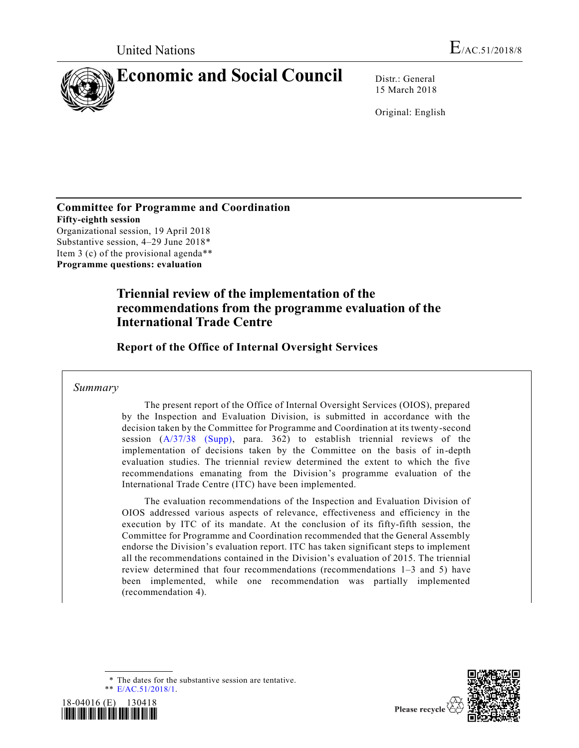United Nations

E/AC.51/2018/8

# Economic and Social Council

Distr.: General
15 March 2018

Original: English

**Committee for Programme and Coordination**
**Fifty-eighth session**
Organizational session, 19 April 2018
Substantive session, 4–29 June 2018*
Item 3 (c) of the provisional agenda**
**Programme questions: evaluation**

## Triennial review of the implementation of the recommendations from the programme evaluation of the International Trade Centre

### Report of the Office of Internal Oversight Services

*Summary*

The present report of the Office of Internal Oversight Services (OIOS), prepared by the Inspection and Evaluation Division, is submitted in accordance with the decision taken by the Committee for Programme and Coordination at its twenty-second session (A/37/38 (Supp), para. 362) to establish triennial reviews of the implementation of decisions taken by the Committee on the basis of in-depth evaluation studies. The triennial review determined the extent to which the five recommendations emanating from the Division's programme evaluation of the International Trade Centre (ITC) have been implemented.

The evaluation recommendations of the Inspection and Evaluation Division of OIOS addressed various aspects of relevance, effectiveness and efficiency in the execution by ITC of its mandate. At the conclusion of its fifty-fifth session, the Committee for Programme and Coordination recommended that the General Assembly endorse the Division's evaluation report. ITC has taken significant steps to implement all the recommendations contained in the Division's evaluation of 2015. The triennial review determined that four recommendations (recommendations 1–3 and 5) have been implemented, while one recommendation was partially implemented (recommendation 4).

\* The dates for the substantive session are tentative.

\*\* E/AC.51/2018/1.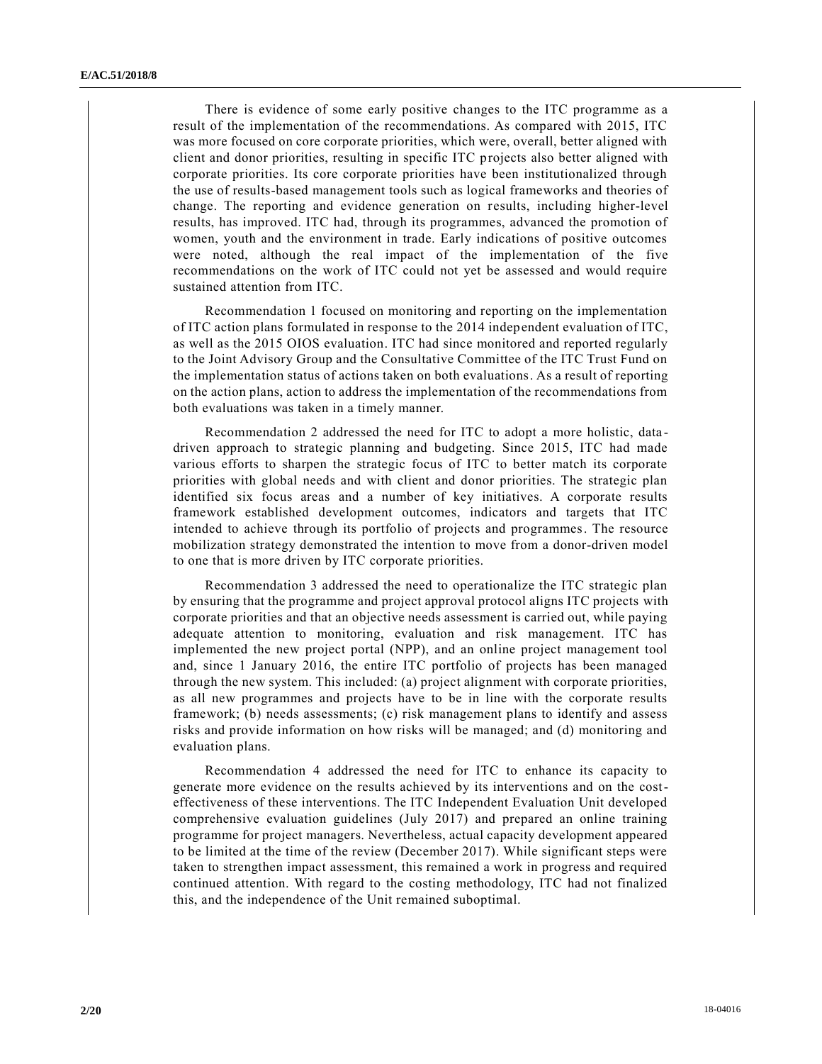There is evidence of some early positive changes to the ITC programme as a result of the implementation of the recommendations. As compared with 2015, ITC was more focused on core corporate priorities, which were, overall, better aligned with client and donor priorities, resulting in specific ITC projects also better aligned with corporate priorities. Its core corporate priorities have been institutionalized through the use of results-based management tools such as logical frameworks and theories of change. The reporting and evidence generation on results, including higher-level results, has improved. ITC had, through its programmes, advanced the promotion of women, youth and the environment in trade. Early indications of positive outcomes were noted, although the real impact of the implementation of the five recommendations on the work of ITC could not yet be assessed and would require sustained attention from ITC.

Recommendation 1 focused on monitoring and reporting on the implementation of ITC action plans formulated in response to the 2014 independent evaluation of ITC, as well as the 2015 OIOS evaluation. ITC had since monitored and reported regularly to the Joint Advisory Group and the Consultative Committee of the ITC Trust Fund on the implementation status of actions taken on both evaluations. As a result of reporting on the action plans, action to address the implementation of the recommendations from both evaluations was taken in a timely manner.

Recommendation 2 addressed the need for ITC to adopt a more holistic, data-driven approach to strategic planning and budgeting. Since 2015, ITC had made various efforts to sharpen the strategic focus of ITC to better match its corporate priorities with global needs and with client and donor priorities. The strategic plan identified six focus areas and a number of key initiatives. A corporate results framework established development outcomes, indicators and targets that ITC intended to achieve through its portfolio of projects and programmes. The resource mobilization strategy demonstrated the intention to move from a donor-driven model to one that is more driven by ITC corporate priorities.

Recommendation 3 addressed the need to operationalize the ITC strategic plan by ensuring that the programme and project approval protocol aligns ITC projects with corporate priorities and that an objective needs assessment is carried out, while paying adequate attention to monitoring, evaluation and risk management. ITC has implemented the new project portal (NPP), and an online project management tool and, since 1 January 2016, the entire ITC portfolio of projects has been managed through the new system. This included: (a) project alignment with corporate priorities, as all new programmes and projects have to be in line with the corporate results framework; (b) needs assessments; (c) risk management plans to identify and assess risks and provide information on how risks will be managed; and (d) monitoring and evaluation plans.

Recommendation 4 addressed the need for ITC to enhance its capacity to generate more evidence on the results achieved by its interventions and on the cost-effectiveness of these interventions. The ITC Independent Evaluation Unit developed comprehensive evaluation guidelines (July 2017) and prepared an online training programme for project managers. Nevertheless, actual capacity development appeared to be limited at the time of the review (December 2017). While significant steps were taken to strengthen impact assessment, this remained a work in progress and required continued attention. With regard to the costing methodology, ITC had not finalized this, and the independence of the Unit remained suboptimal.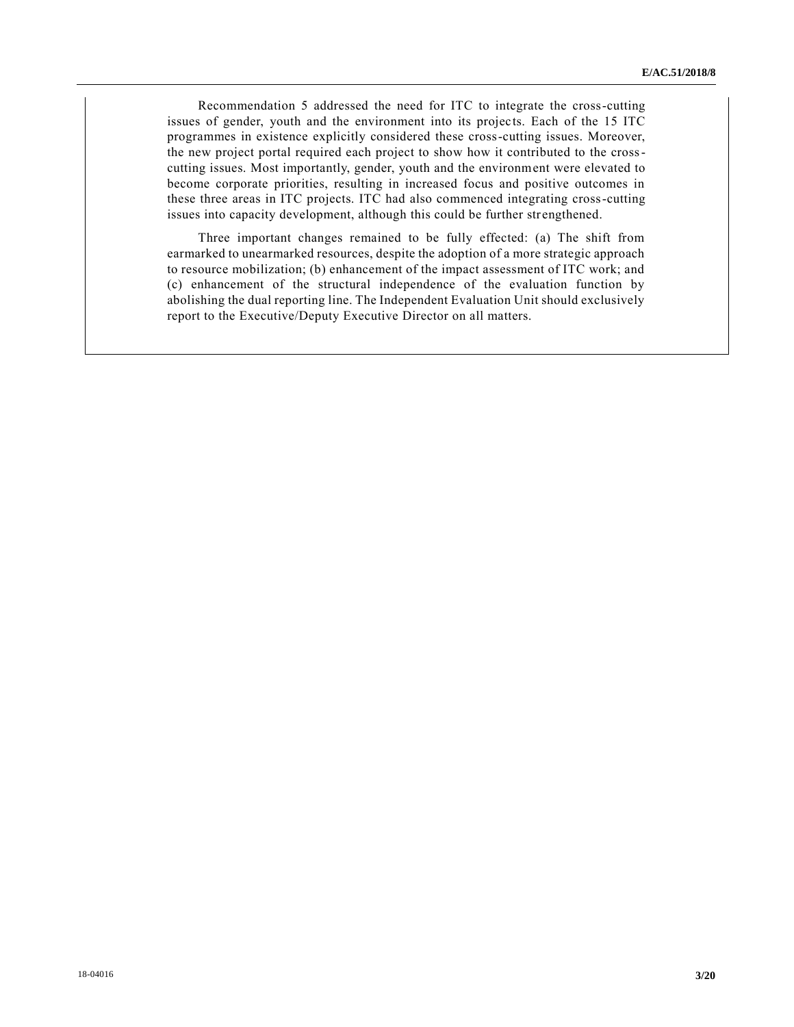Recommendation 5 addressed the need for ITC to integrate the cross-cutting issues of gender, youth and the environment into its projects. Each of the 15 ITC programmes in existence explicitly considered these cross-cutting issues. Moreover, the new project portal required each project to show how it contributed to the cross-cutting issues. Most importantly, gender, youth and the environment were elevated to become corporate priorities, resulting in increased focus and positive outcomes in these three areas in ITC projects. ITC had also commenced integrating cross-cutting issues into capacity development, although this could be further strengthened.

Three important changes remained to be fully effected: (a) The shift from earmarked to unearmarked resources, despite the adoption of a more strategic approach to resource mobilization; (b) enhancement of the impact assessment of ITC work; and (c) enhancement of the structural independence of the evaluation function by abolishing the dual reporting line. The Independent Evaluation Unit should exclusively report to the Executive/Deputy Executive Director on all matters.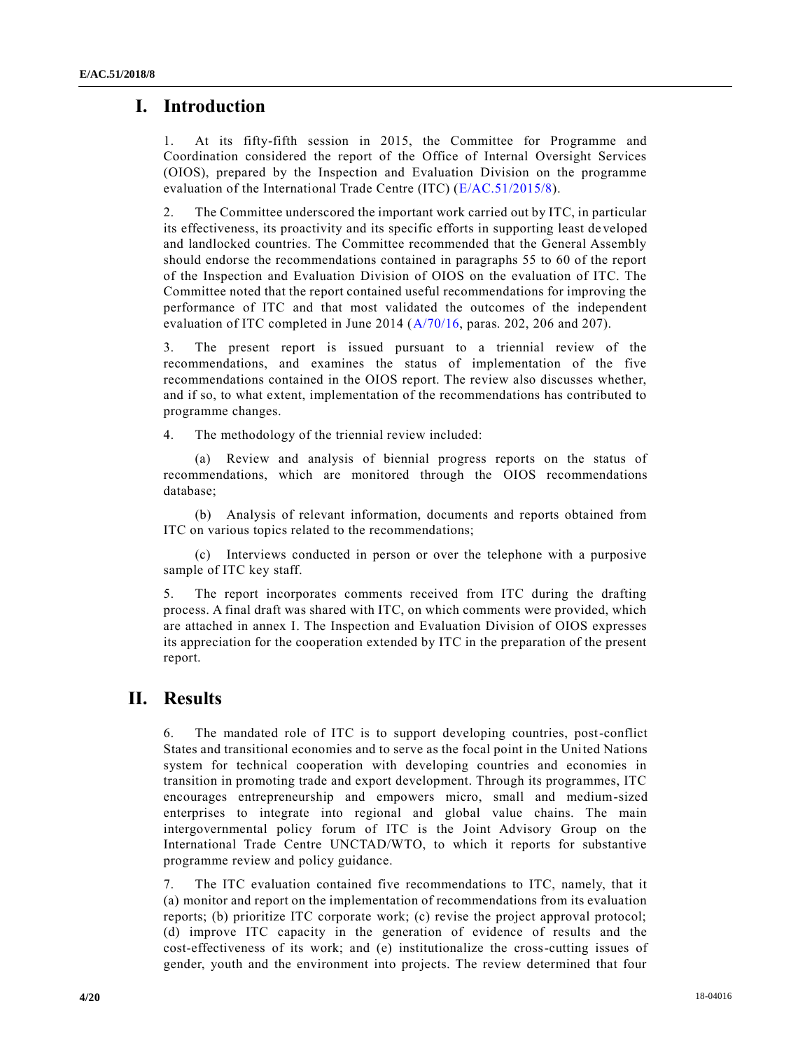# I. Introduction

1. At its fifty-fifth session in 2015, the Committee for Programme and Coordination considered the report of the Office of Internal Oversight Services (OIOS), prepared by the Inspection and Evaluation Division on the programme evaluation of the International Trade Centre (ITC) (E/AC.51/2015/8).

2. The Committee underscored the important work carried out by ITC, in particular its effectiveness, its proactivity and its specific efforts in supporting least developed and landlocked countries. The Committee recommended that the General Assembly should endorse the recommendations contained in paragraphs 55 to 60 of the report of the Inspection and Evaluation Division of OIOS on the evaluation of ITC. The Committee noted that the report contained useful recommendations for improving the performance of ITC and that most validated the outcomes of the independent evaluation of ITC completed in June 2014 (A/70/16, paras. 202, 206 and 207).

3. The present report is issued pursuant to a triennial review of the recommendations, and examines the status of implementation of the five recommendations contained in the OIOS report. The review also discusses whether, and if so, to what extent, implementation of the recommendations has contributed to programme changes.

4. The methodology of the triennial review included:

(a) Review and analysis of biennial progress reports on the status of recommendations, which are monitored through the OIOS recommendations database;

(b) Analysis of relevant information, documents and reports obtained from ITC on various topics related to the recommendations;

(c) Interviews conducted in person or over the telephone with a purposive sample of ITC key staff.

5. The report incorporates comments received from ITC during the drafting process. A final draft was shared with ITC, on which comments were provided, which are attached in annex I. The Inspection and Evaluation Division of OIOS expresses its appreciation for the cooperation extended by ITC in the preparation of the present report.

# II. Results

6. The mandated role of ITC is to support developing countries, post-conflict States and transitional economies and to serve as the focal point in the United Nations system for technical cooperation with developing countries and economies in transition in promoting trade and export development. Through its programmes, ITC encourages entrepreneurship and empowers micro, small and medium-sized enterprises to integrate into regional and global value chains. The main intergovernmental policy forum of ITC is the Joint Advisory Group on the International Trade Centre UNCTAD/WTO, to which it reports for substantive programme review and policy guidance.

7. The ITC evaluation contained five recommendations to ITC, namely, that it (a) monitor and report on the implementation of recommendations from its evaluation reports; (b) prioritize ITC corporate work; (c) revise the project approval protocol; (d) improve ITC capacity in the generation of evidence of results and the cost-effectiveness of its work; and (e) institutionalize the cross-cutting issues of gender, youth and the environment into projects. The review determined that four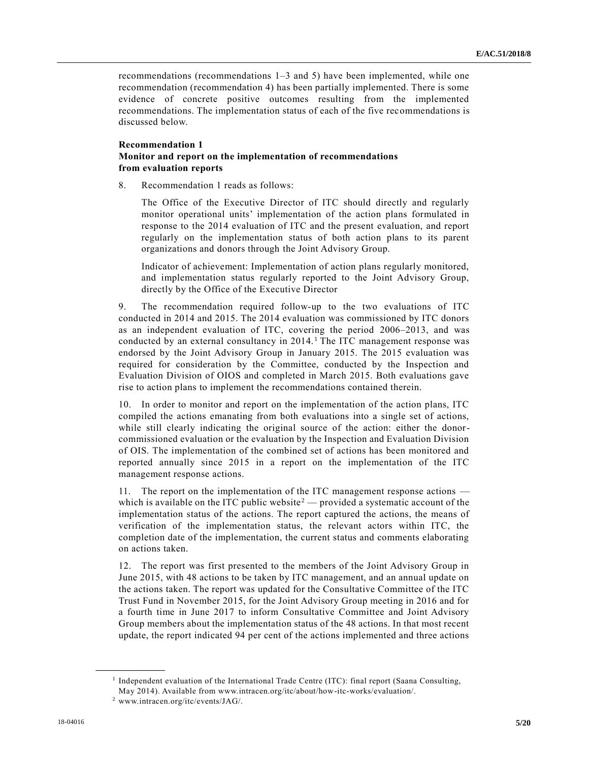recommendations (recommendations 1–3 and 5) have been implemented, while one recommendation (recommendation 4) has been partially implemented. There is some evidence of concrete positive outcomes resulting from the implemented recommendations. The implementation status of each of the five recommendations is discussed below.

**Recommendation 1**
**Monitor and report on the implementation of recommendations from evaluation reports**

8. Recommendation 1 reads as follows:

> The Office of the Executive Director of ITC should directly and regularly monitor operational units' implementation of the action plans formulated in response to the 2014 evaluation of ITC and the present evaluation, and report regularly on the implementation status of both action plans to its parent organizations and donors through the Joint Advisory Group.
>
> Indicator of achievement: Implementation of action plans regularly monitored, and implementation status regularly reported to the Joint Advisory Group, directly by the Office of the Executive Director

9. The recommendation required follow-up to the two evaluations of ITC conducted in 2014 and 2015. The 2014 evaluation was commissioned by ITC donors as an independent evaluation of ITC, covering the period 2006–2013, and was conducted by an external consultancy in 2014.[1] The ITC management response was endorsed by the Joint Advisory Group in January 2015. The 2015 evaluation was required for consideration by the Committee, conducted by the Inspection and Evaluation Division of OIOS and completed in March 2015. Both evaluations gave rise to action plans to implement the recommendations contained therein.

10. In order to monitor and report on the implementation of the action plans, ITC compiled the actions emanating from both evaluations into a single set of actions, while still clearly indicating the original source of the action: either the donor-commissioned evaluation or the evaluation by the Inspection and Evaluation Division of OIS. The implementation of the combined set of actions has been monitored and reported annually since 2015 in a report on the implementation of the ITC management response actions.

11. The report on the implementation of the ITC management response actions — which is available on the ITC public website[2] — provided a systematic account of the implementation status of the actions. The report captured the actions, the means of verification of the implementation status, the relevant actors within ITC, the completion date of the implementation, the current status and comments elaborating on actions taken.

12. The report was first presented to the members of the Joint Advisory Group in June 2015, with 48 actions to be taken by ITC management, and an annual update on the actions taken. The report was updated for the Consultative Committee of the ITC Trust Fund in November 2015, for the Joint Advisory Group meeting in 2016 and for a fourth time in June 2017 to inform Consultative Committee and Joint Advisory Group members about the implementation status of the 48 actions. In that most recent update, the report indicated 94 per cent of the actions implemented and three actions

---

[1] Independent evaluation of the International Trade Centre (ITC): final report (Saana Consulting, May 2014). Available from www.intracen.org/itc/about/how-itc-works/evaluation/.

[2] www.intracen.org/itc/events/JAG/.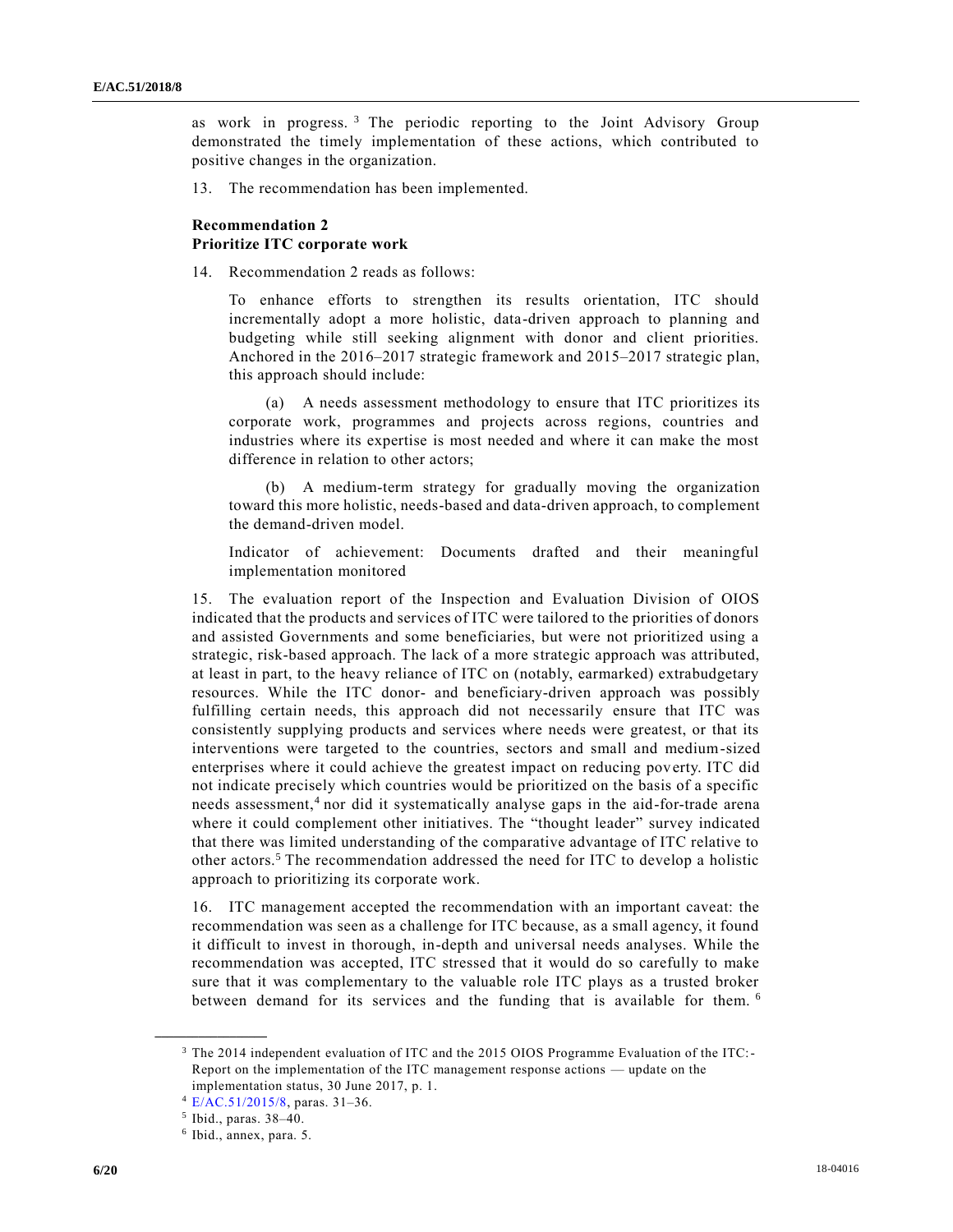as work in progress.[3] The periodic reporting to the Joint Advisory Group demonstrated the timely implementation of these actions, which contributed to positive changes in the organization.

13. The recommendation has been implemented.

**Recommendation 2**
**Prioritize ITC corporate work**

14. Recommendation 2 reads as follows:

> To enhance efforts to strengthen its results orientation, ITC should incrementally adopt a more holistic, data-driven approach to planning and budgeting while still seeking alignment with donor and client priorities. Anchored in the 2016–2017 strategic framework and 2015–2017 strategic plan, this approach should include:
>
> (a) A needs assessment methodology to ensure that ITC prioritizes its corporate work, programmes and projects across regions, countries and industries where its expertise is most needed and where it can make the most difference in relation to other actors;
>
> (b) A medium-term strategy for gradually moving the organization toward this more holistic, needs-based and data-driven approach, to complement the demand-driven model.
>
> Indicator of achievement: Documents drafted and their meaningful implementation monitored

15. The evaluation report of the Inspection and Evaluation Division of OIOS indicated that the products and services of ITC were tailored to the priorities of donors and assisted Governments and some beneficiaries, but were not prioritized using a strategic, risk-based approach. The lack of a more strategic approach was attributed, at least in part, to the heavy reliance of ITC on (notably, earmarked) extrabudgetary resources. While the ITC donor- and beneficiary-driven approach was possibly fulfilling certain needs, this approach did not necessarily ensure that ITC was consistently supplying products and services where needs were greatest, or that its interventions were targeted to the countries, sectors and small and medium-sized enterprises where it could achieve the greatest impact on reducing poverty. ITC did not indicate precisely which countries would be prioritized on the basis of a specific needs assessment,[4] nor did it systematically analyse gaps in the aid-for-trade arena where it could complement other initiatives. The "thought leader" survey indicated that there was limited understanding of the comparative advantage of ITC relative to other actors.[5] The recommendation addressed the need for ITC to develop a holistic approach to prioritizing its corporate work.

16. ITC management accepted the recommendation with an important caveat: the recommendation was seen as a challenge for ITC because, as a small agency, it found it difficult to invest in thorough, in-depth and universal needs analyses. While the recommendation was accepted, ITC stressed that it would do so carefully to make sure that it was complementary to the valuable role ITC plays as a trusted broker between demand for its services and the funding that is available for them.[6]

---

[3] The 2014 independent evaluation of ITC and the 2015 OIOS Programme Evaluation of the ITC:- Report on the implementation of the ITC management response actions — update on the implementation status, 30 June 2017, p. 1.

[4] E/AC.51/2015/8, paras. 31–36.

[5] Ibid., paras. 38–40.

[6] Ibid., annex, para. 5.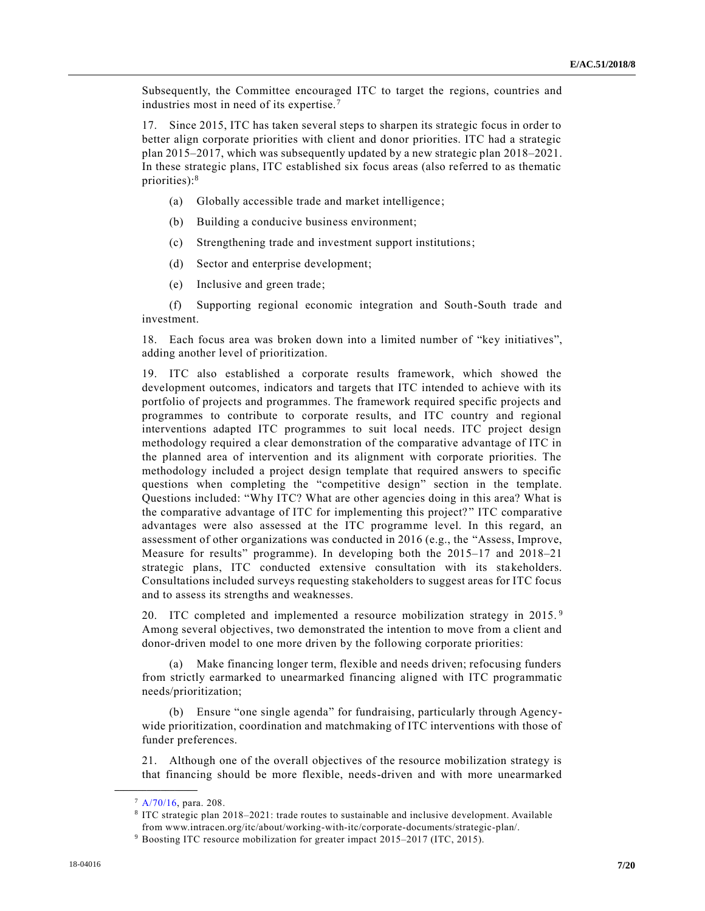Subsequently, the Committee encouraged ITC to target the regions, countries and industries most in need of its expertise.[7]

17. Since 2015, ITC has taken several steps to sharpen its strategic focus in order to better align corporate priorities with client and donor priorities. ITC had a strategic plan 2015–2017, which was subsequently updated by a new strategic plan 2018–2021. In these strategic plans, ITC established six focus areas (also referred to as thematic priorities):[8]

(a) Globally accessible trade and market intelligence;

(b) Building a conducive business environment;

(c) Strengthening trade and investment support institutions;

(d) Sector and enterprise development;

(e) Inclusive and green trade;

(f) Supporting regional economic integration and South-South trade and investment.

18. Each focus area was broken down into a limited number of "key initiatives", adding another level of prioritization.

19. ITC also established a corporate results framework, which showed the development outcomes, indicators and targets that ITC intended to achieve with its portfolio of projects and programmes. The framework required specific projects and programmes to contribute to corporate results, and ITC country and regional interventions adapted ITC programmes to suit local needs. ITC project design methodology required a clear demonstration of the comparative advantage of ITC in the planned area of intervention and its alignment with corporate priorities. The methodology included a project design template that required answers to specific questions when completing the "competitive design" section in the template. Questions included: "Why ITC? What are other agencies doing in this area? What is the comparative advantage of ITC for implementing this project?" ITC comparative advantages were also assessed at the ITC programme level. In this regard, an assessment of other organizations was conducted in 2016 (e.g., the "Assess, Improve, Measure for results" programme). In developing both the 2015–17 and 2018–21 strategic plans, ITC conducted extensive consultation with its stakeholders. Consultations included surveys requesting stakeholders to suggest areas for ITC focus and to assess its strengths and weaknesses.

20. ITC completed and implemented a resource mobilization strategy in 2015.[9] Among several objectives, two demonstrated the intention to move from a client and donor-driven model to one more driven by the following corporate priorities:

(a) Make financing longer term, flexible and needs driven; refocusing funders from strictly earmarked to unearmarked financing aligned with ITC programmatic needs/prioritization;

(b) Ensure "one single agenda" for fundraising, particularly through Agency-wide prioritization, coordination and matchmaking of ITC interventions with those of funder preferences.

21. Although one of the overall objectives of the resource mobilization strategy is that financing should be more flexible, needs-driven and with more unearmarked

---

[7] A/70/16, para. 208.

[8] ITC strategic plan 2018–2021: trade routes to sustainable and inclusive development. Available from www.intracen.org/itc/about/working-with-itc/corporate-documents/strategic-plan/.

[9] Boosting ITC resource mobilization for greater impact 2015–2017 (ITC, 2015).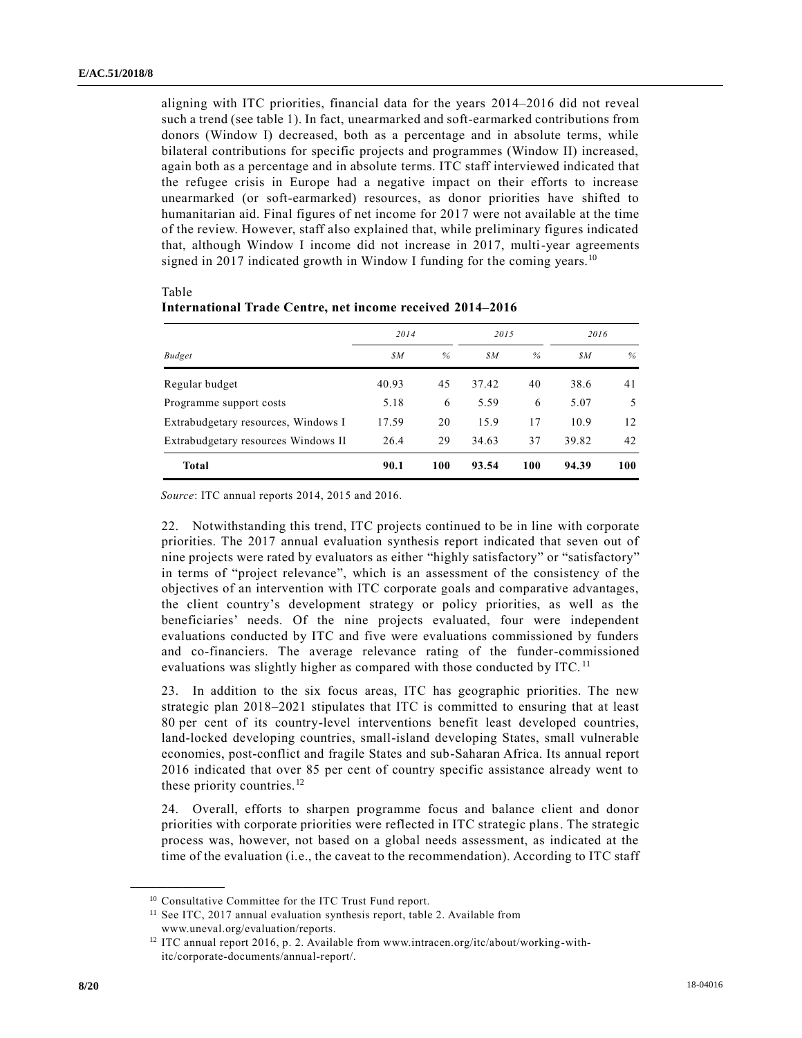aligning with ITC priorities, financial data for the years 2014–2016 did not reveal such a trend (see table 1). In fact, unearmarked and soft-earmarked contributions from donors (Window I) decreased, both as a percentage and in absolute terms, while bilateral contributions for specific projects and programmes (Window II) increased, again both as a percentage and in absolute terms. ITC staff interviewed indicated that the refugee crisis in Europe had a negative impact on their efforts to increase unearmarked (or soft-earmarked) resources, as donor priorities have shifted to humanitarian aid. Final figures of net income for 2017 were not available at the time of the review. However, staff also explained that, while preliminary figures indicated that, although Window I income did not increase in 2017, multi-year agreements signed in 2017 indicated growth in Window I funding for the coming years.[10]

Table
**International Trade Centre, net income received 2014–2016**

| *Budget* | *2014* | | *2015* | | *2016* | |
|---|---|---|---|---|---|---|
| | *$M* | *%* | *$M* | *%* | *$M* | *%* |
| Regular budget | 40.93 | 45 | 37.42 | 40 | 38.6 | 41 |
| Programme support costs | 5.18 | 6 | 5.59 | 6 | 5.07 | 5 |
| Extrabudgetary resources, Windows I | 17.59 | 20 | 15.9 | 17 | 10.9 | 12 |
| Extrabudgetary resources Windows II | 26.4 | 29 | 34.63 | 37 | 39.82 | 42 |
| **Total** | **90.1** | **100** | **93.54** | **100** | **94.39** | **100** |

*Source*: ITC annual reports 2014, 2015 and 2016.

22. Notwithstanding this trend, ITC projects continued to be in line with corporate priorities. The 2017 annual evaluation synthesis report indicated that seven out of nine projects were rated by evaluators as either "highly satisfactory" or "satisfactory" in terms of "project relevance", which is an assessment of the consistency of the objectives of an intervention with ITC corporate goals and comparative advantages, the client country's development strategy or policy priorities, as well as the beneficiaries' needs. Of the nine projects evaluated, four were independent evaluations conducted by ITC and five were evaluations commissioned by funders and co-financiers. The average relevance rating of the funder-commissioned evaluations was slightly higher as compared with those conducted by ITC.[11]

23. In addition to the six focus areas, ITC has geographic priorities. The new strategic plan 2018–2021 stipulates that ITC is committed to ensuring that at least 80 per cent of its country-level interventions benefit least developed countries, land-locked developing countries, small-island developing States, small vulnerable economies, post-conflict and fragile States and sub-Saharan Africa. Its annual report 2016 indicated that over 85 per cent of country specific assistance already went to these priority countries.[12]

24. Overall, efforts to sharpen programme focus and balance client and donor priorities with corporate priorities were reflected in ITC strategic plans. The strategic process was, however, not based on a global needs assessment, as indicated at the time of the evaluation (i.e., the caveat to the recommendation). According to ITC staff

[10] Consultative Committee for the ITC Trust Fund report.

[11] See ITC, 2017 annual evaluation synthesis report, table 2. Available from www.uneval.org/evaluation/reports.

[12] ITC annual report 2016, p. 2. Available from www.intracen.org/itc/about/working-with-itc/corporate-documents/annual-report/.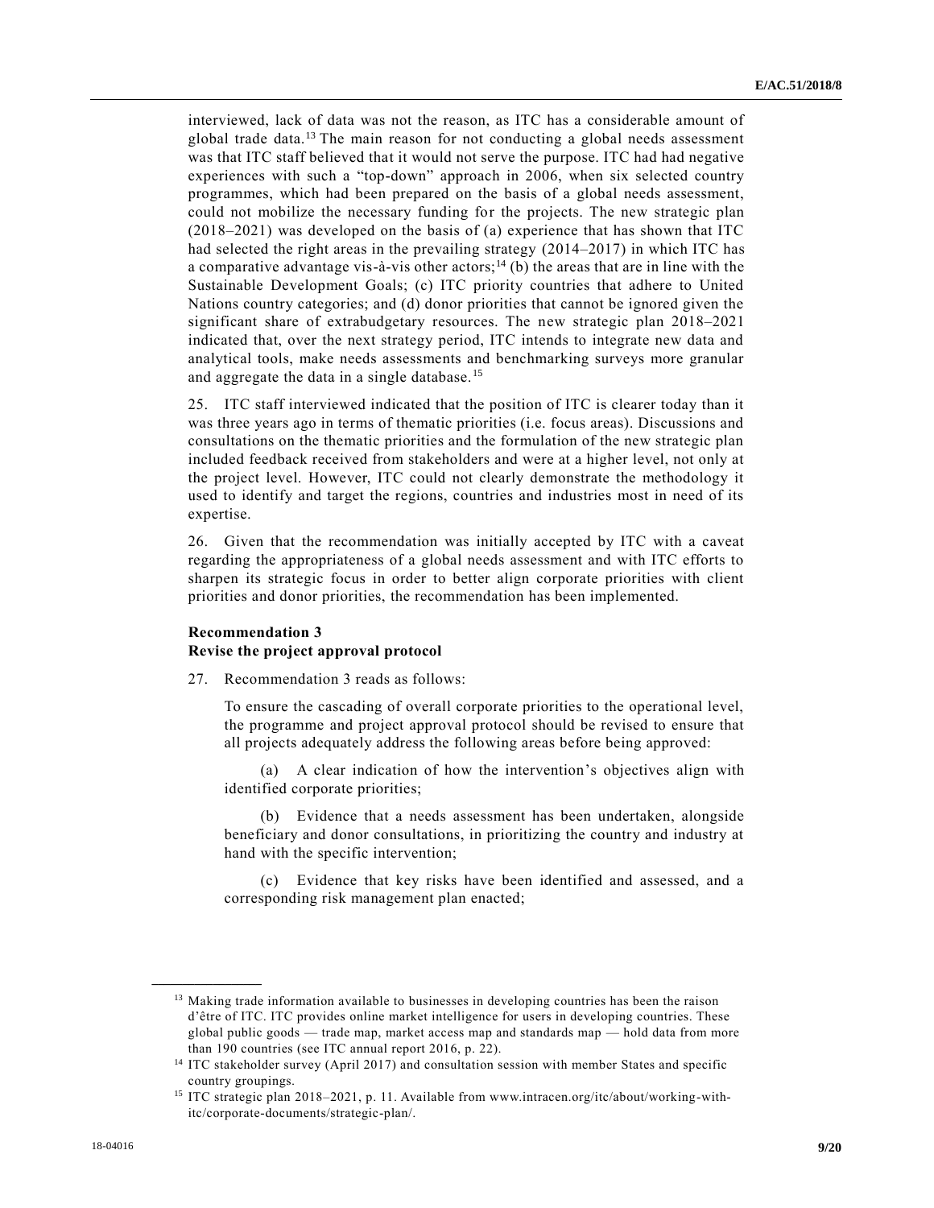interviewed, lack of data was not the reason, as ITC has a considerable amount of global trade data.[13] The main reason for not conducting a global needs assessment was that ITC staff believed that it would not serve the purpose. ITC had had negative experiences with such a "top-down" approach in 2006, when six selected country programmes, which had been prepared on the basis of a global needs assessment, could not mobilize the necessary funding for the projects. The new strategic plan (2018–2021) was developed on the basis of (a) experience that has shown that ITC had selected the right areas in the prevailing strategy (2014–2017) in which ITC has a comparative advantage vis-à-vis other actors;[14] (b) the areas that are in line with the Sustainable Development Goals; (c) ITC priority countries that adhere to United Nations country categories; and (d) donor priorities that cannot be ignored given the significant share of extrabudgetary resources. The new strategic plan 2018–2021 indicated that, over the next strategy period, ITC intends to integrate new data and analytical tools, make needs assessments and benchmarking surveys more granular and aggregate the data in a single database.[15]

25. ITC staff interviewed indicated that the position of ITC is clearer today than it was three years ago in terms of thematic priorities (i.e. focus areas). Discussions and consultations on the thematic priorities and the formulation of the new strategic plan included feedback received from stakeholders and were at a higher level, not only at the project level. However, ITC could not clearly demonstrate the methodology it used to identify and target the regions, countries and industries most in need of its expertise.

26. Given that the recommendation was initially accepted by ITC with a caveat regarding the appropriateness of a global needs assessment and with ITC efforts to sharpen its strategic focus in order to better align corporate priorities with client priorities and donor priorities, the recommendation has been implemented.

**Recommendation 3**
**Revise the project approval protocol**

27. Recommendation 3 reads as follows:

> To ensure the cascading of overall corporate priorities to the operational level, the programme and project approval protocol should be revised to ensure that all projects adequately address the following areas before being approved:
>
> (a) A clear indication of how the intervention's objectives align with identified corporate priorities;
>
> (b) Evidence that a needs assessment has been undertaken, alongside beneficiary and donor consultations, in prioritizing the country and industry at hand with the specific intervention;
>
> (c) Evidence that key risks have been identified and assessed, and a corresponding risk management plan enacted;

---

[13] Making trade information available to businesses in developing countries has been the raison d'être of ITC. ITC provides online market intelligence for users in developing countries. These global public goods — trade map, market access map and standards map — hold data from more than 190 countries (see ITC annual report 2016, p. 22).

[14] ITC stakeholder survey (April 2017) and consultation session with member States and specific country groupings.

[15] ITC strategic plan 2018–2021, p. 11. Available from www.intracen.org/itc/about/working-with-itc/corporate-documents/strategic-plan/.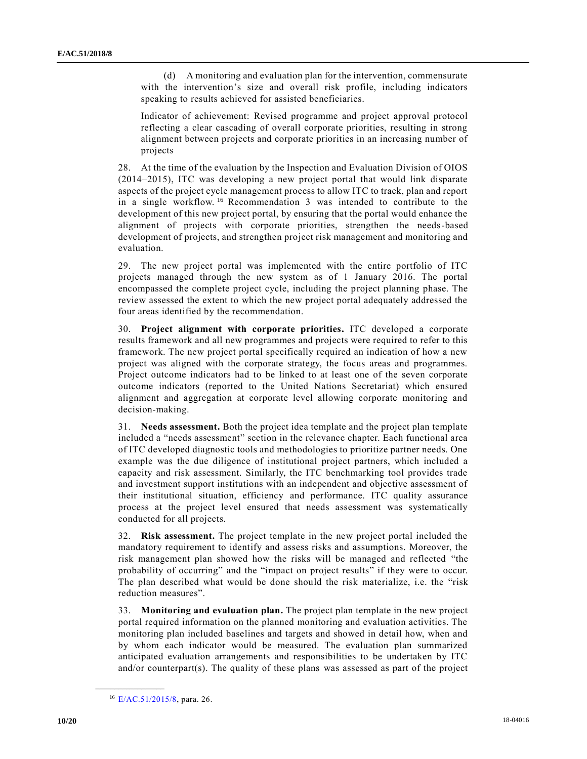(d) A monitoring and evaluation plan for the intervention, commensurate with the intervention's size and overall risk profile, including indicators speaking to results achieved for assisted beneficiaries.

Indicator of achievement: Revised programme and project approval protocol reflecting a clear cascading of overall corporate priorities, resulting in strong alignment between projects and corporate priorities in an increasing number of projects

28. At the time of the evaluation by the Inspection and Evaluation Division of OIOS (2014–2015), ITC was developing a new project portal that would link disparate aspects of the project cycle management process to allow ITC to track, plan and report in a single workflow.[16] Recommendation 3 was intended to contribute to the development of this new project portal, by ensuring that the portal would enhance the alignment of projects with corporate priorities, strengthen the needs-based development of projects, and strengthen project risk management and monitoring and evaluation.

29. The new project portal was implemented with the entire portfolio of ITC projects managed through the new system as of 1 January 2016. The portal encompassed the complete project cycle, including the project planning phase. The review assessed the extent to which the new project portal adequately addressed the four areas identified by the recommendation.

30. **Project alignment with corporate priorities.** ITC developed a corporate results framework and all new programmes and projects were required to refer to this framework. The new project portal specifically required an indication of how a new project was aligned with the corporate strategy, the focus areas and programmes. Project outcome indicators had to be linked to at least one of the seven corporate outcome indicators (reported to the United Nations Secretariat) which ensured alignment and aggregation at corporate level allowing corporate monitoring and decision-making.

31. **Needs assessment.** Both the project idea template and the project plan template included a "needs assessment" section in the relevance chapter. Each functional area of ITC developed diagnostic tools and methodologies to prioritize partner needs. One example was the due diligence of institutional project partners, which included a capacity and risk assessment. Similarly, the ITC benchmarking tool provides trade and investment support institutions with an independent and objective assessment of their institutional situation, efficiency and performance. ITC quality assurance process at the project level ensured that needs assessment was systematically conducted for all projects.

32. **Risk assessment.** The project template in the new project portal included the mandatory requirement to identify and assess risks and assumptions. Moreover, the risk management plan showed how the risks will be managed and reflected "the probability of occurring" and the "impact on project results" if they were to occur. The plan described what would be done should the risk materialize, i.e. the "risk reduction measures".

33. **Monitoring and evaluation plan.** The project plan template in the new project portal required information on the planned monitoring and evaluation activities. The monitoring plan included baselines and targets and showed in detail how, when and by whom each indicator would be measured. The evaluation plan summarized anticipated evaluation arrangements and responsibilities to be undertaken by ITC and/or counterpart(s). The quality of these plans was assessed as part of the project

[16] E/AC.51/2015/8, para. 26.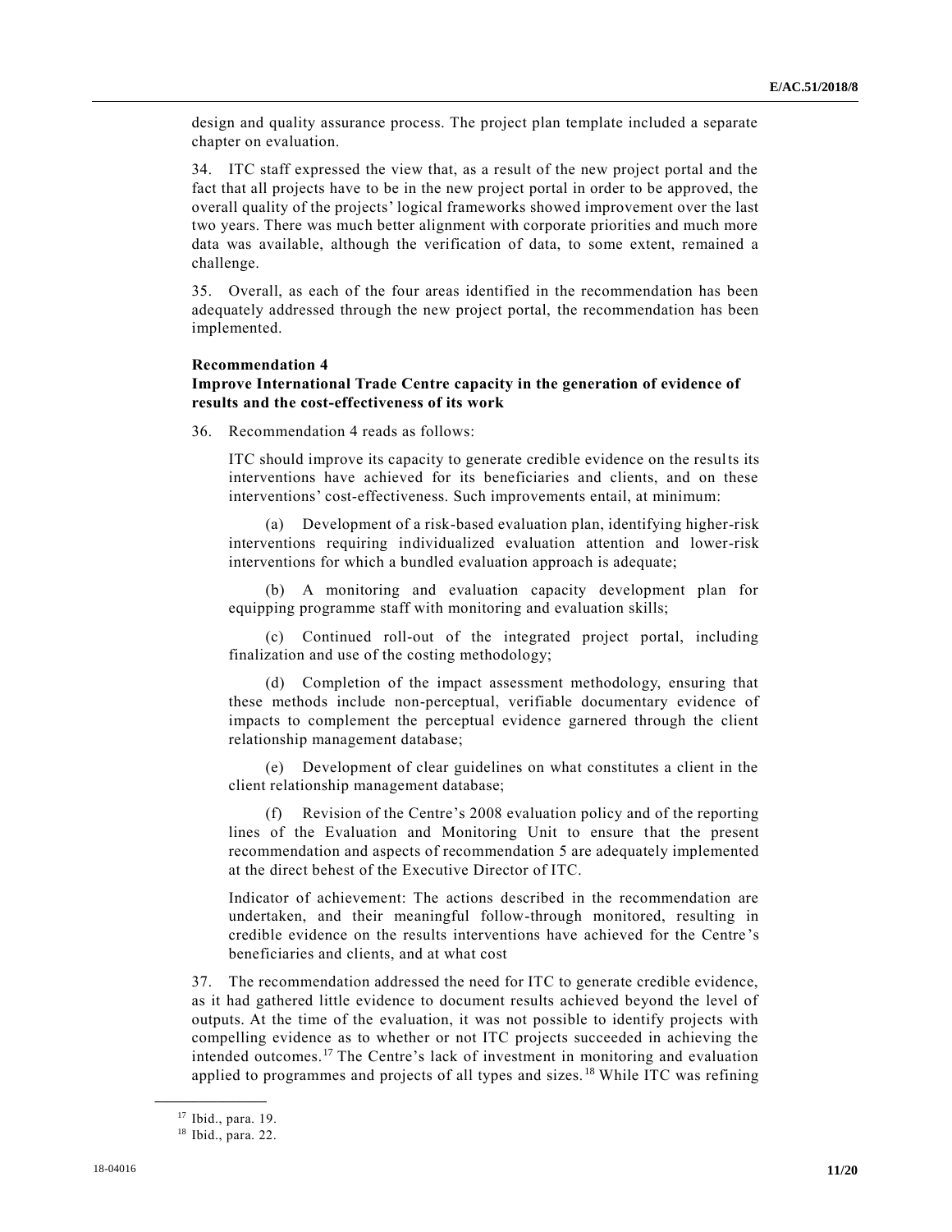design and quality assurance process. The project plan template included a separate chapter on evaluation.

34. ITC staff expressed the view that, as a result of the new project portal and the fact that all projects have to be in the new project portal in order to be approved, the overall quality of the projects' logical frameworks showed improvement over the last two years. There was much better alignment with corporate priorities and much more data was available, although the verification of data, to some extent, remained a challenge.

35. Overall, as each of the four areas identified in the recommendation has been adequately addressed through the new project portal, the recommendation has been implemented.

**Recommendation 4**
**Improve International Trade Centre capacity in the generation of evidence of results and the cost-effectiveness of its work**

36. Recommendation 4 reads as follows:

> ITC should improve its capacity to generate credible evidence on the results its interventions have achieved for its beneficiaries and clients, and on these interventions' cost-effectiveness. Such improvements entail, at minimum:
>
> (a) Development of a risk-based evaluation plan, identifying higher-risk interventions requiring individualized evaluation attention and lower-risk interventions for which a bundled evaluation approach is adequate;
>
> (b) A monitoring and evaluation capacity development plan for equipping programme staff with monitoring and evaluation skills;
>
> (c) Continued roll-out of the integrated project portal, including finalization and use of the costing methodology;
>
> (d) Completion of the impact assessment methodology, ensuring that these methods include non-perceptual, verifiable documentary evidence of impacts to complement the perceptual evidence garnered through the client relationship management database;
>
> (e) Development of clear guidelines on what constitutes a client in the client relationship management database;
>
> (f) Revision of the Centre's 2008 evaluation policy and of the reporting lines of the Evaluation and Monitoring Unit to ensure that the present recommendation and aspects of recommendation 5 are adequately implemented at the direct behest of the Executive Director of ITC.
>
> Indicator of achievement: The actions described in the recommendation are undertaken, and their meaningful follow-through monitored, resulting in credible evidence on the results interventions have achieved for the Centre's beneficiaries and clients, and at what cost

37. The recommendation addressed the need for ITC to generate credible evidence, as it had gathered little evidence to document results achieved beyond the level of outputs. At the time of the evaluation, it was not possible to identify projects with compelling evidence as to whether or not ITC projects succeeded in achieving the intended outcomes.[17] The Centre's lack of investment in monitoring and evaluation applied to programmes and projects of all types and sizes.[18] While ITC was refining

---

[17] Ibid., para. 19.

[18] Ibid., para. 22.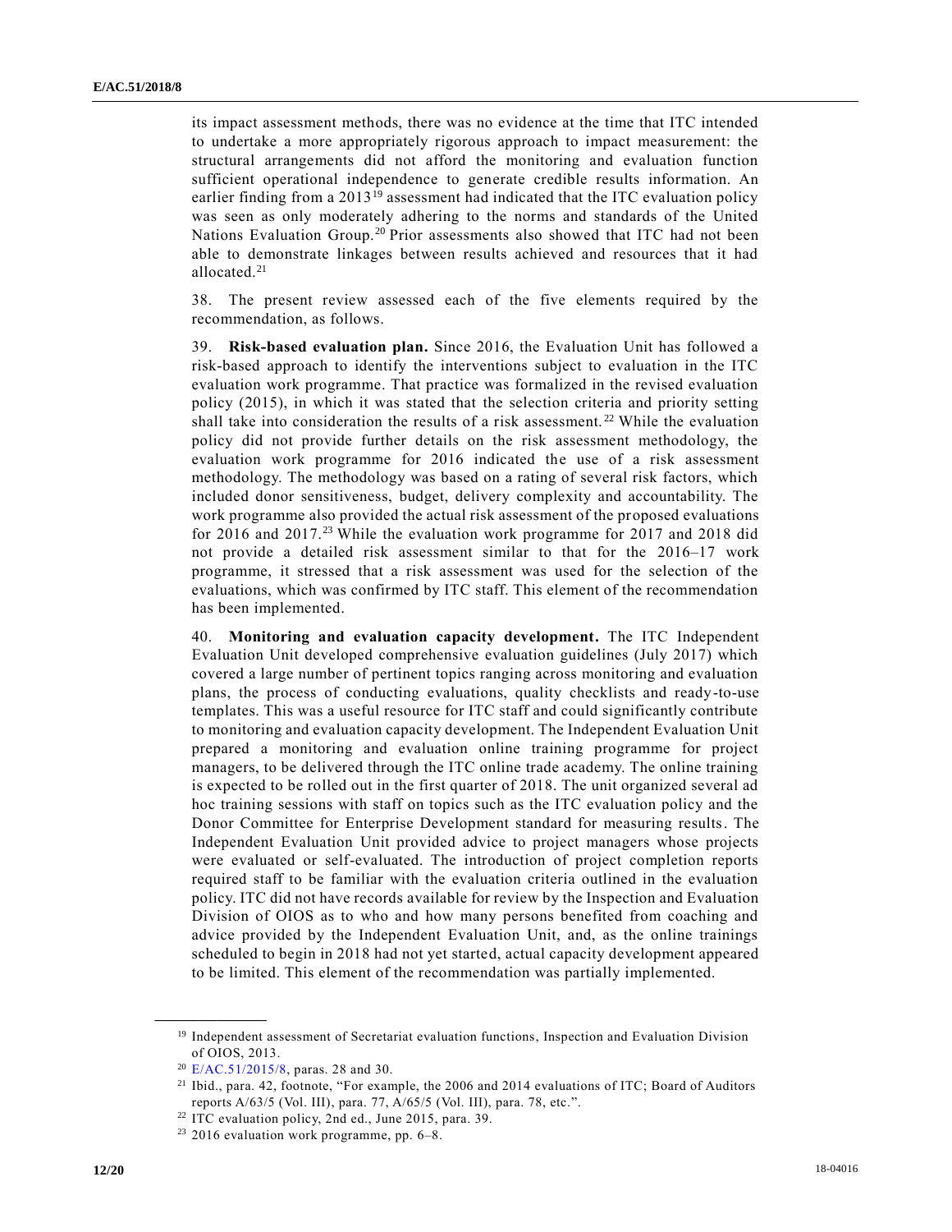its impact assessment methods, there was no evidence at the time that ITC intended to undertake a more appropriately rigorous approach to impact measurement: the structural arrangements did not afford the monitoring and evaluation function sufficient operational independence to generate credible results information. An earlier finding from a 2013[19] assessment had indicated that the ITC evaluation policy was seen as only moderately adhering to the norms and standards of the United Nations Evaluation Group.[20] Prior assessments also showed that ITC had not been able to demonstrate linkages between results achieved and resources that it had allocated.[21]

38. The present review assessed each of the five elements required by the recommendation, as follows.

39. **Risk-based evaluation plan.** Since 2016, the Evaluation Unit has followed a risk-based approach to identify the interventions subject to evaluation in the ITC evaluation work programme. That practice was formalized in the revised evaluation policy (2015), in which it was stated that the selection criteria and priority setting shall take into consideration the results of a risk assessment.[22] While the evaluation policy did not provide further details on the risk assessment methodology, the evaluation work programme for 2016 indicated the use of a risk assessment methodology. The methodology was based on a rating of several risk factors, which included donor sensitiveness, budget, delivery complexity and accountability. The work programme also provided the actual risk assessment of the proposed evaluations for 2016 and 2017.[23] While the evaluation work programme for 2017 and 2018 did not provide a detailed risk assessment similar to that for the 2016–17 work programme, it stressed that a risk assessment was used for the selection of the evaluations, which was confirmed by ITC staff. This element of the recommendation has been implemented.

40. **Monitoring and evaluation capacity development.** The ITC Independent Evaluation Unit developed comprehensive evaluation guidelines (July 2017) which covered a large number of pertinent topics ranging across monitoring and evaluation plans, the process of conducting evaluations, quality checklists and ready-to-use templates. This was a useful resource for ITC staff and could significantly contribute to monitoring and evaluation capacity development. The Independent Evaluation Unit prepared a monitoring and evaluation online training programme for project managers, to be delivered through the ITC online trade academy. The online training is expected to be rolled out in the first quarter of 2018. The unit organized several ad hoc training sessions with staff on topics such as the ITC evaluation policy and the Donor Committee for Enterprise Development standard for measuring results. The Independent Evaluation Unit provided advice to project managers whose projects were evaluated or self-evaluated. The introduction of project completion reports required staff to be familiar with the evaluation criteria outlined in the evaluation policy. ITC did not have records available for review by the Inspection and Evaluation Division of OIOS as to who and how many persons benefited from coaching and advice provided by the Independent Evaluation Unit, and, as the online trainings scheduled to begin in 2018 had not yet started, actual capacity development appeared to be limited. This element of the recommendation was partially implemented.

---

[19] Independent assessment of Secretariat evaluation functions, Inspection and Evaluation Division of OIOS, 2013.

[20] E/AC.51/2015/8, paras. 28 and 30.

[21] Ibid., para. 42, footnote, "For example, the 2006 and 2014 evaluations of ITC; Board of Auditors reports A/63/5 (Vol. III), para. 77, A/65/5 (Vol. III), para. 78, etc.".

[22] ITC evaluation policy, 2nd ed., June 2015, para. 39.

[23] 2016 evaluation work programme, pp. 6–8.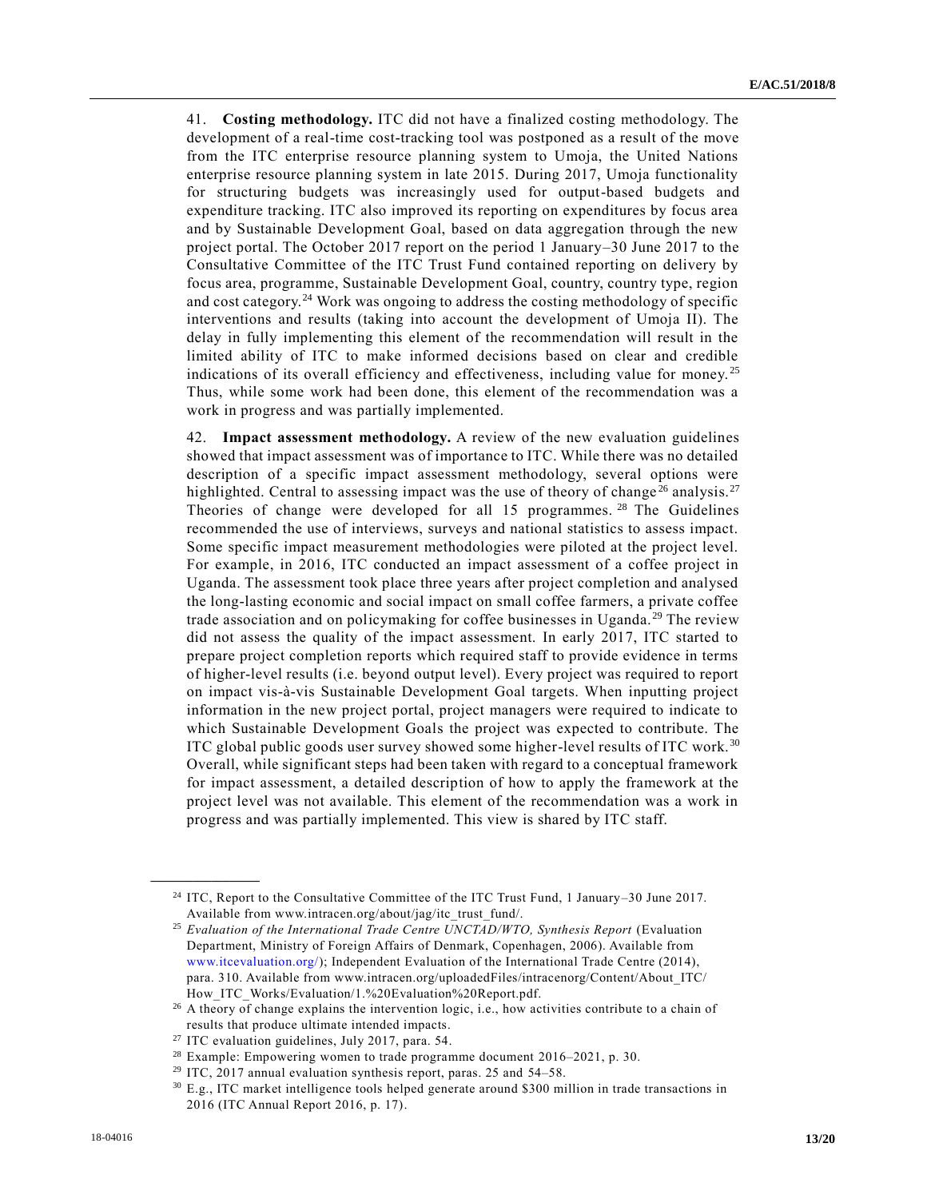41. **Costing methodology.** ITC did not have a finalized costing methodology. The development of a real-time cost-tracking tool was postponed as a result of the move from the ITC enterprise resource planning system to Umoja, the United Nations enterprise resource planning system in late 2015. During 2017, Umoja functionality for structuring budgets was increasingly used for output-based budgets and expenditure tracking. ITC also improved its reporting on expenditures by focus area and by Sustainable Development Goal, based on data aggregation through the new project portal. The October 2017 report on the period 1 January–30 June 2017 to the Consultative Committee of the ITC Trust Fund contained reporting on delivery by focus area, programme, Sustainable Development Goal, country, country type, region and cost category.[24] Work was ongoing to address the costing methodology of specific interventions and results (taking into account the development of Umoja II). The delay in fully implementing this element of the recommendation will result in the limited ability of ITC to make informed decisions based on clear and credible indications of its overall efficiency and effectiveness, including value for money.[25] Thus, while some work had been done, this element of the recommendation was a work in progress and was partially implemented.

42. **Impact assessment methodology.** A review of the new evaluation guidelines showed that impact assessment was of importance to ITC. While there was no detailed description of a specific impact assessment methodology, several options were highlighted. Central to assessing impact was the use of theory of change[26] analysis.[27] Theories of change were developed for all 15 programmes.[28] The Guidelines recommended the use of interviews, surveys and national statistics to assess impact. Some specific impact measurement methodologies were piloted at the project level. For example, in 2016, ITC conducted an impact assessment of a coffee project in Uganda. The assessment took place three years after project completion and analysed the long-lasting economic and social impact on small coffee farmers, a private coffee trade association and on policymaking for coffee businesses in Uganda.[29] The review did not assess the quality of the impact assessment. In early 2017, ITC started to prepare project completion reports which required staff to provide evidence in terms of higher-level results (i.e. beyond output level). Every project was required to report on impact vis-à-vis Sustainable Development Goal targets. When inputting project information in the new project portal, project managers were required to indicate to which Sustainable Development Goals the project was expected to contribute. The ITC global public goods user survey showed some higher-level results of ITC work.[30] Overall, while significant steps had been taken with regard to a conceptual framework for impact assessment, a detailed description of how to apply the framework at the project level was not available. This element of the recommendation was a work in progress and was partially implemented. This view is shared by ITC staff.

---

[24] ITC, Report to the Consultative Committee of the ITC Trust Fund, 1 January–30 June 2017. Available from www.intracen.org/about/jag/itc_trust_fund/.

[25] *Evaluation of the International Trade Centre UNCTAD/WTO, Synthesis Report* (Evaluation Department, Ministry of Foreign Affairs of Denmark, Copenhagen, 2006). Available from www.itcevaluation.org/); Independent Evaluation of the International Trade Centre (2014), para. 310. Available from www.intracen.org/uploadedFiles/intracenorg/Content/About_ITC/How_ITC_Works/Evaluation/1.%20Evaluation%20Report.pdf.

[26] A theory of change explains the intervention logic, i.e., how activities contribute to a chain of results that produce ultimate intended impacts.

[27] ITC evaluation guidelines, July 2017, para. 54.

[28] Example: Empowering women to trade programme document 2016–2021, p. 30.

[29] ITC, 2017 annual evaluation synthesis report, paras. 25 and 54–58.

[30] E.g., ITC market intelligence tools helped generate around $300 million in trade transactions in 2016 (ITC Annual Report 2016, p. 17).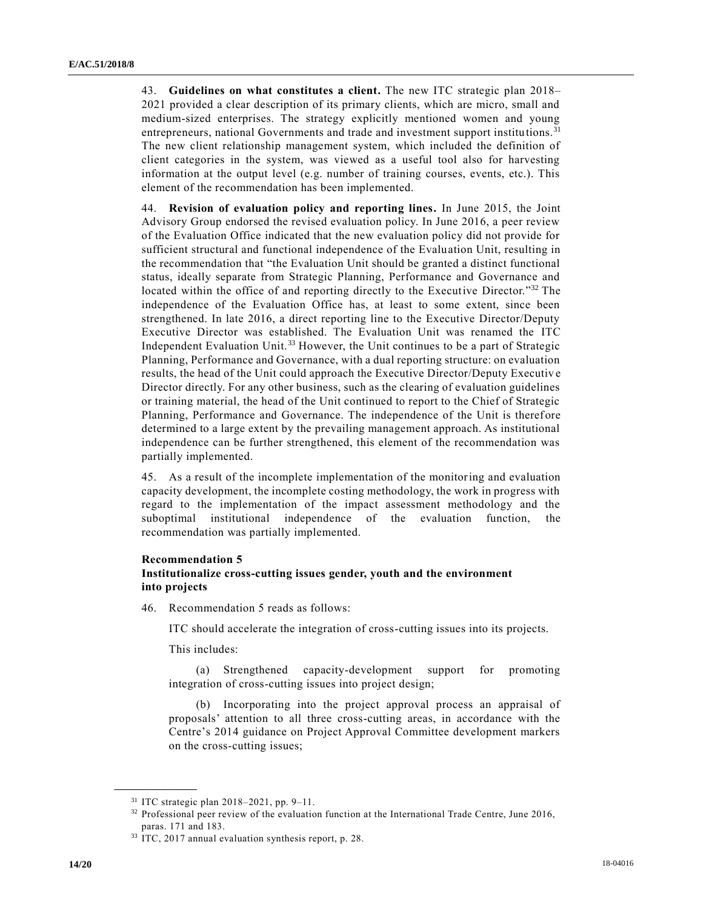43. **Guidelines on what constitutes a client.** The new ITC strategic plan 2018–2021 provided a clear description of its primary clients, which are micro, small and medium-sized enterprises. The strategy explicitly mentioned women and young entrepreneurs, national Governments and trade and investment support institutions.[31] The new client relationship management system, which included the definition of client categories in the system, was viewed as a useful tool also for harvesting information at the output level (e.g. number of training courses, events, etc.). This element of the recommendation has been implemented.

44. **Revision of evaluation policy and reporting lines.** In June 2015, the Joint Advisory Group endorsed the revised evaluation policy. In June 2016, a peer review of the Evaluation Office indicated that the new evaluation policy did not provide for sufficient structural and functional independence of the Evaluation Unit, resulting in the recommendation that "the Evaluation Unit should be granted a distinct functional status, ideally separate from Strategic Planning, Performance and Governance and located within the office of and reporting directly to the Executive Director."[32] The independence of the Evaluation Office has, at least to some extent, since been strengthened. In late 2016, a direct reporting line to the Executive Director/Deputy Executive Director was established. The Evaluation Unit was renamed the ITC Independent Evaluation Unit.[33] However, the Unit continues to be a part of Strategic Planning, Performance and Governance, with a dual reporting structure: on evaluation results, the head of the Unit could approach the Executive Director/Deputy Executive Director directly. For any other business, such as the clearing of evaluation guidelines or training material, the head of the Unit continued to report to the Chief of Strategic Planning, Performance and Governance. The independence of the Unit is therefore determined to a large extent by the prevailing management approach. As institutional independence can be further strengthened, this element of the recommendation was partially implemented.

45. As a result of the incomplete implementation of the monitoring and evaluation capacity development, the incomplete costing methodology, the work in progress with regard to the implementation of the impact assessment methodology and the suboptimal institutional independence of the evaluation function, the recommendation was partially implemented.

**Recommendation 5**
**Institutionalize cross-cutting issues gender, youth and the environment into projects**

46. Recommendation 5 reads as follows:

ITC should accelerate the integration of cross-cutting issues into its projects.

This includes:

(a) Strengthened capacity-development support for promoting integration of cross-cutting issues into project design;

(b) Incorporating into the project approval process an appraisal of proposals' attention to all three cross-cutting areas, in accordance with the Centre's 2014 guidance on Project Approval Committee development markers on the cross-cutting issues;

---

[31] ITC strategic plan 2018–2021, pp. 9–11.

[32] Professional peer review of the evaluation function at the International Trade Centre, June 2016, paras. 171 and 183.

[33] ITC, 2017 annual evaluation synthesis report, p. 28.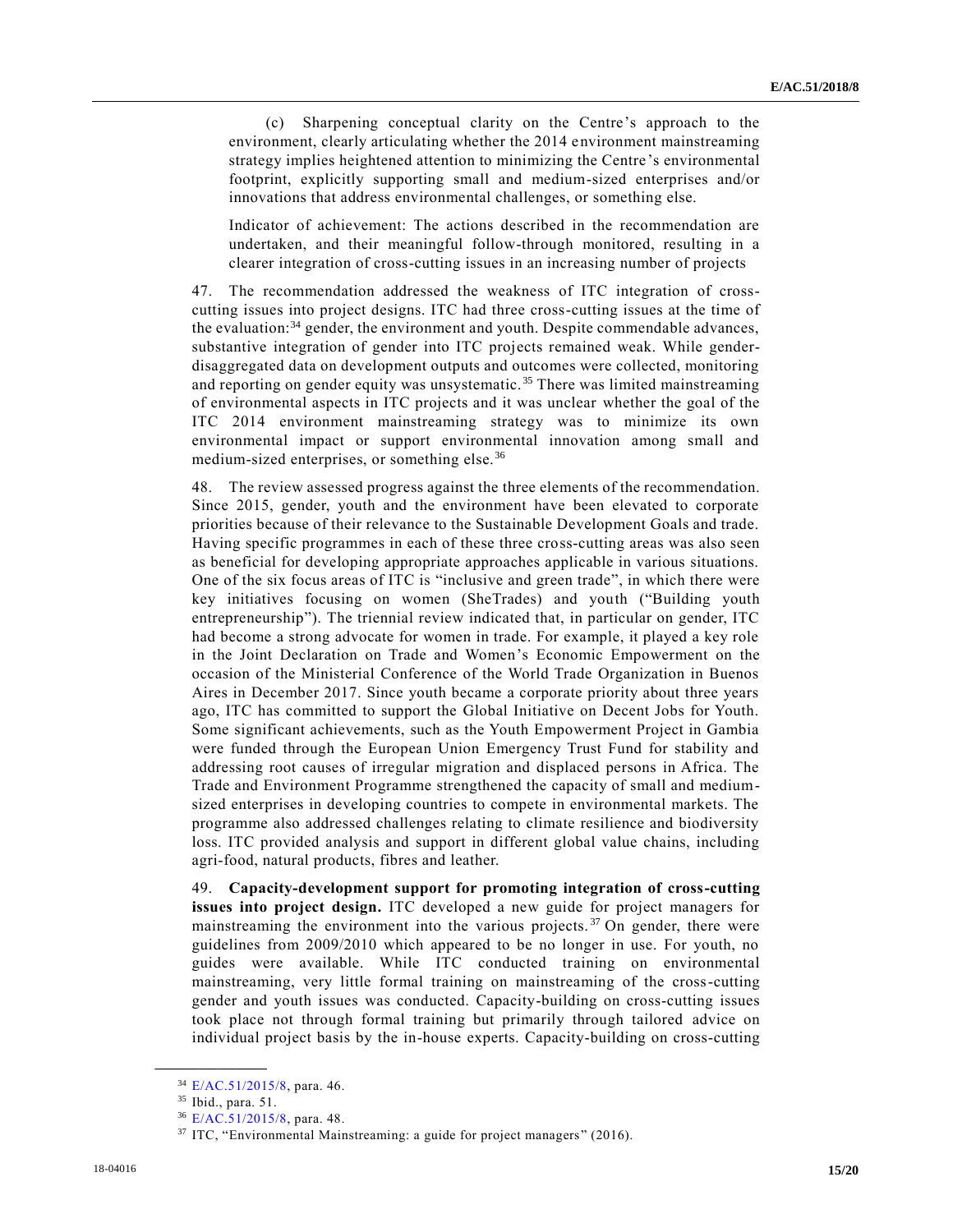(c) Sharpening conceptual clarity on the Centre's approach to the environment, clearly articulating whether the 2014 environment mainstreaming strategy implies heightened attention to minimizing the Centre's environmental footprint, explicitly supporting small and medium-sized enterprises and/or innovations that address environmental challenges, or something else.

Indicator of achievement: The actions described in the recommendation are undertaken, and their meaningful follow-through monitored, resulting in a clearer integration of cross-cutting issues in an increasing number of projects

47. The recommendation addressed the weakness of ITC integration of cross-cutting issues into project designs. ITC had three cross-cutting issues at the time of the evaluation:[34] gender, the environment and youth. Despite commendable advances, substantive integration of gender into ITC projects remained weak. While gender-disaggregated data on development outputs and outcomes were collected, monitoring and reporting on gender equity was unsystematic.[35] There was limited mainstreaming of environmental aspects in ITC projects and it was unclear whether the goal of the ITC 2014 environment mainstreaming strategy was to minimize its own environmental impact or support environmental innovation among small and medium-sized enterprises, or something else.[36]

48. The review assessed progress against the three elements of the recommendation. Since 2015, gender, youth and the environment have been elevated to corporate priorities because of their relevance to the Sustainable Development Goals and trade. Having specific programmes in each of these three cross-cutting areas was also seen as beneficial for developing appropriate approaches applicable in various situations. One of the six focus areas of ITC is "inclusive and green trade", in which there were key initiatives focusing on women (SheTrades) and youth ("Building youth entrepreneurship"). The triennial review indicated that, in particular on gender, ITC had become a strong advocate for women in trade. For example, it played a key role in the Joint Declaration on Trade and Women's Economic Empowerment on the occasion of the Ministerial Conference of the World Trade Organization in Buenos Aires in December 2017. Since youth became a corporate priority about three years ago, ITC has committed to support the Global Initiative on Decent Jobs for Youth. Some significant achievements, such as the Youth Empowerment Project in Gambia were funded through the European Union Emergency Trust Fund for stability and addressing root causes of irregular migration and displaced persons in Africa. The Trade and Environment Programme strengthened the capacity of small and medium-sized enterprises in developing countries to compete in environmental markets. The programme also addressed challenges relating to climate resilience and biodiversity loss. ITC provided analysis and support in different global value chains, including agri-food, natural products, fibres and leather.

49. **Capacity-development support for promoting integration of cross-cutting issues into project design.** ITC developed a new guide for project managers for mainstreaming the environment into the various projects.[37] On gender, there were guidelines from 2009/2010 which appeared to be no longer in use. For youth, no guides were available. While ITC conducted training on environmental mainstreaming, very little formal training on mainstreaming of the cross-cutting gender and youth issues was conducted. Capacity-building on cross-cutting issues took place not through formal training but primarily through tailored advice on individual project basis by the in-house experts. Capacity-building on cross-cutting

---

[34] E/AC.51/2015/8, para. 46.

[35] Ibid., para. 51.

[36] E/AC.51/2015/8, para. 48.

[37] ITC, "Environmental Mainstreaming: a guide for project managers" (2016).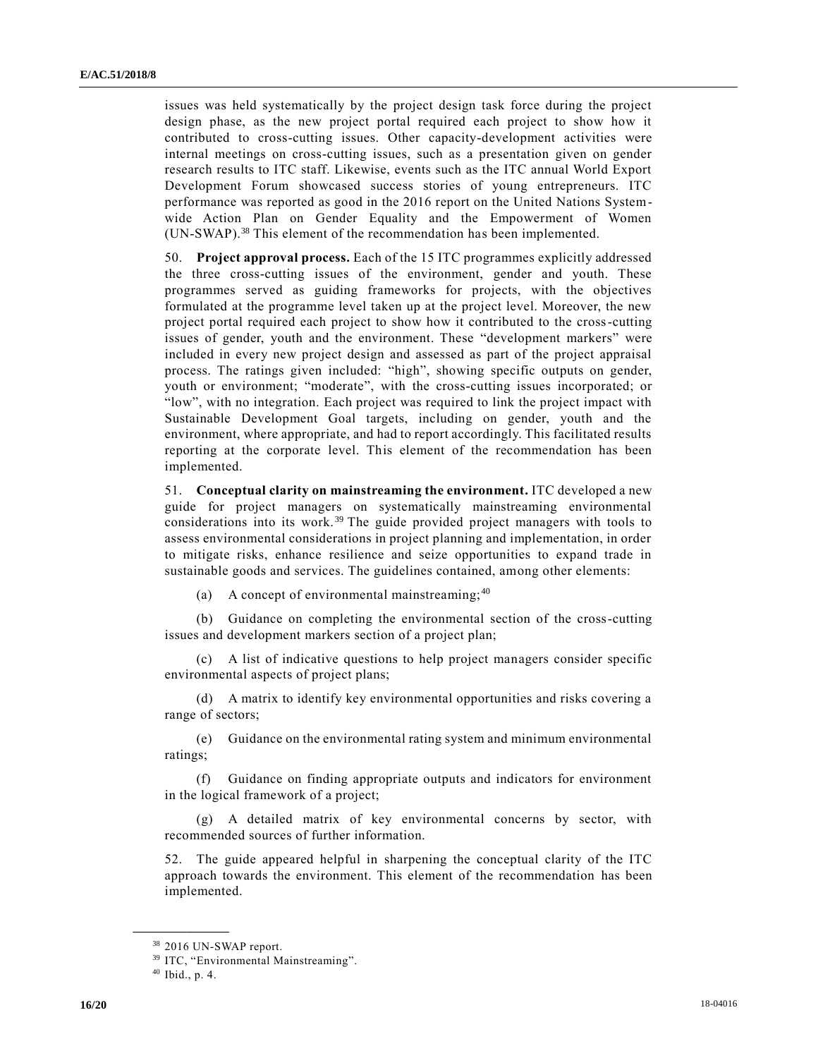issues was held systematically by the project design task force during the project design phase, as the new project portal required each project to show how it contributed to cross-cutting issues. Other capacity-development activities were internal meetings on cross-cutting issues, such as a presentation given on gender research results to ITC staff. Likewise, events such as the ITC annual World Export Development Forum showcased success stories of young entrepreneurs. ITC performance was reported as good in the 2016 report on the United Nations System-wide Action Plan on Gender Equality and the Empowerment of Women (UN-SWAP).[38] This element of the recommendation has been implemented.

50. **Project approval process.** Each of the 15 ITC programmes explicitly addressed the three cross-cutting issues of the environment, gender and youth. These programmes served as guiding frameworks for projects, with the objectives formulated at the programme level taken up at the project level. Moreover, the new project portal required each project to show how it contributed to the cross-cutting issues of gender, youth and the environment. These "development markers" were included in every new project design and assessed as part of the project appraisal process. The ratings given included: "high", showing specific outputs on gender, youth or environment; "moderate", with the cross-cutting issues incorporated; or "low", with no integration. Each project was required to link the project impact with Sustainable Development Goal targets, including on gender, youth and the environment, where appropriate, and had to report accordingly. This facilitated results reporting at the corporate level. This element of the recommendation has been implemented.

51. **Conceptual clarity on mainstreaming the environment.** ITC developed a new guide for project managers on systematically mainstreaming environmental considerations into its work.[39] The guide provided project managers with tools to assess environmental considerations in project planning and implementation, in order to mitigate risks, enhance resilience and seize opportunities to expand trade in sustainable goods and services. The guidelines contained, among other elements:

(a) A concept of environmental mainstreaming;[40]

(b) Guidance on completing the environmental section of the cross-cutting issues and development markers section of a project plan;

(c) A list of indicative questions to help project managers consider specific environmental aspects of project plans;

(d) A matrix to identify key environmental opportunities and risks covering a range of sectors;

(e) Guidance on the environmental rating system and minimum environmental ratings;

(f) Guidance on finding appropriate outputs and indicators for environment in the logical framework of a project;

(g) A detailed matrix of key environmental concerns by sector, with recommended sources of further information.

52. The guide appeared helpful in sharpening the conceptual clarity of the ITC approach towards the environment. This element of the recommendation has been implemented.

---

[38] 2016 UN-SWAP report.

[39] ITC, "Environmental Mainstreaming".

[40] Ibid., p. 4.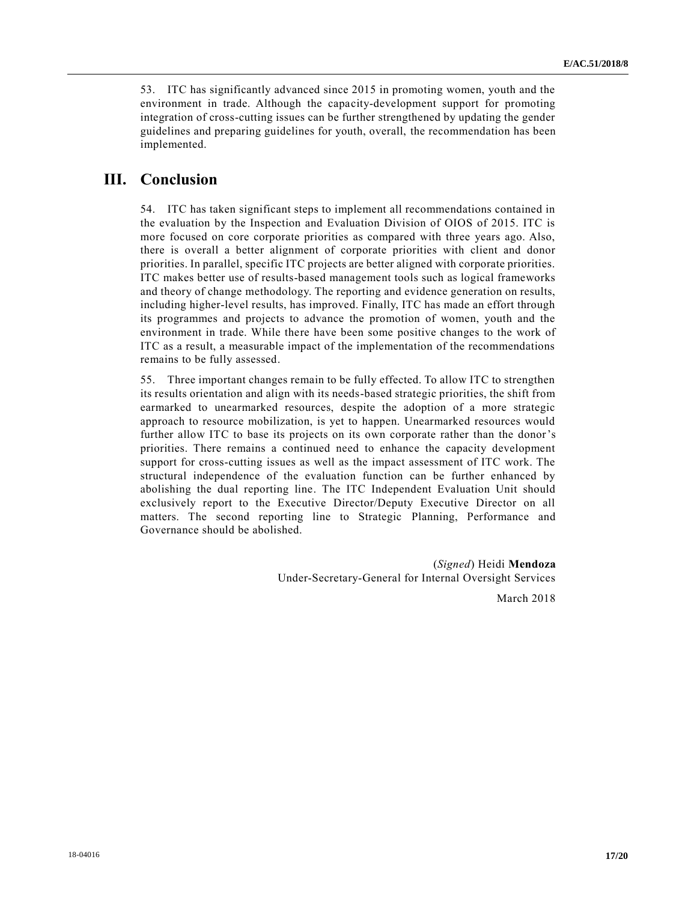53. ITC has significantly advanced since 2015 in promoting women, youth and the environment in trade. Although the capacity-development support for promoting integration of cross-cutting issues can be further strengthened by updating the gender guidelines and preparing guidelines for youth, overall, the recommendation has been implemented.

# III. Conclusion

54. ITC has taken significant steps to implement all recommendations contained in the evaluation by the Inspection and Evaluation Division of OIOS of 2015. ITC is more focused on core corporate priorities as compared with three years ago. Also, there is overall a better alignment of corporate priorities with client and donor priorities. In parallel, specific ITC projects are better aligned with corporate priorities. ITC makes better use of results-based management tools such as logical frameworks and theory of change methodology. The reporting and evidence generation on results, including higher-level results, has improved. Finally, ITC has made an effort through its programmes and projects to advance the promotion of women, youth and the environment in trade. While there have been some positive changes to the work of ITC as a result, a measurable impact of the implementation of the recommendations remains to be fully assessed.

55. Three important changes remain to be fully effected. To allow ITC to strengthen its results orientation and align with its needs-based strategic priorities, the shift from earmarked to unearmarked resources, despite the adoption of a more strategic approach to resource mobilization, is yet to happen. Unearmarked resources would further allow ITC to base its projects on its own corporate rather than the donor's priorities. There remains a continued need to enhance the capacity development support for cross-cutting issues as well as the impact assessment of ITC work. The structural independence of the evaluation function can be further enhanced by abolishing the dual reporting line. The ITC Independent Evaluation Unit should exclusively report to the Executive Director/Deputy Executive Director on all matters. The second reporting line to Strategic Planning, Performance and Governance should be abolished.

(*Signed*) Heidi **Mendoza**
Under-Secretary-General for Internal Oversight Services

March 2018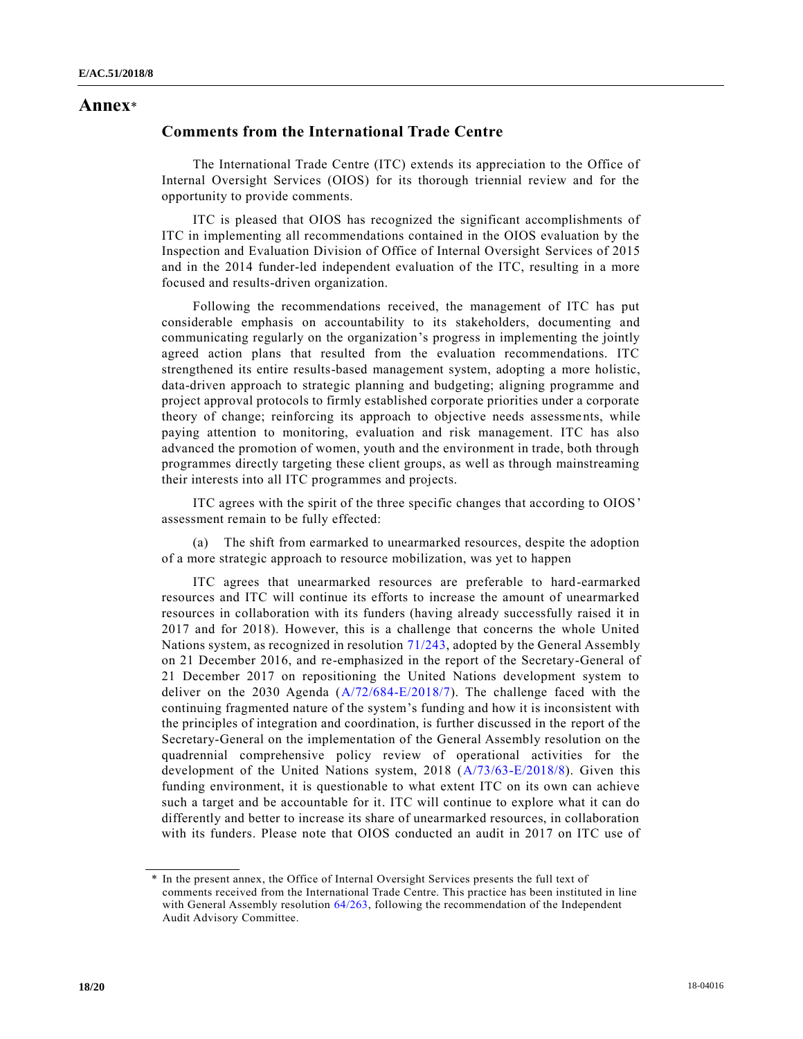# Annex*

## Comments from the International Trade Centre

The International Trade Centre (ITC) extends its appreciation to the Office of Internal Oversight Services (OIOS) for its thorough triennial review and for the opportunity to provide comments.

ITC is pleased that OIOS has recognized the significant accomplishments of ITC in implementing all recommendations contained in the OIOS evaluation by the Inspection and Evaluation Division of Office of Internal Oversight Services of 2015 and in the 2014 funder-led independent evaluation of the ITC, resulting in a more focused and results-driven organization.

Following the recommendations received, the management of ITC has put considerable emphasis on accountability to its stakeholders, documenting and communicating regularly on the organization's progress in implementing the jointly agreed action plans that resulted from the evaluation recommendations. ITC strengthened its entire results-based management system, adopting a more holistic, data-driven approach to strategic planning and budgeting; aligning programme and project approval protocols to firmly established corporate priorities under a corporate theory of change; reinforcing its approach to objective needs assessments, while paying attention to monitoring, evaluation and risk management. ITC has also advanced the promotion of women, youth and the environment in trade, both through programmes directly targeting these client groups, as well as through mainstreaming their interests into all ITC programmes and projects.

ITC agrees with the spirit of the three specific changes that according to OIOS' assessment remain to be fully effected:

(a) The shift from earmarked to unearmarked resources, despite the adoption of a more strategic approach to resource mobilization, was yet to happen

ITC agrees that unearmarked resources are preferable to hard-earmarked resources and ITC will continue its efforts to increase the amount of unearmarked resources in collaboration with its funders (having already successfully raised it in 2017 and for 2018). However, this is a challenge that concerns the whole United Nations system, as recognized in resolution 71/243, adopted by the General Assembly on 21 December 2016, and re-emphasized in the report of the Secretary-General of 21 December 2017 on repositioning the United Nations development system to deliver on the 2030 Agenda (A/72/684-E/2018/7). The challenge faced with the continuing fragmented nature of the system's funding and how it is inconsistent with the principles of integration and coordination, is further discussed in the report of the Secretary-General on the implementation of the General Assembly resolution on the quadrennial comprehensive policy review of operational activities for the development of the United Nations system, 2018 (A/73/63-E/2018/8). Given this funding environment, it is questionable to what extent ITC on its own can achieve such a target and be accountable for it. ITC will continue to explore what it can do differently and better to increase its share of unearmarked resources, in collaboration with its funders. Please note that OIOS conducted an audit in 2017 on ITC use of

---

\* In the present annex, the Office of Internal Oversight Services presents the full text of comments received from the International Trade Centre. This practice has been instituted in line with General Assembly resolution 64/263, following the recommendation of the Independent Audit Advisory Committee.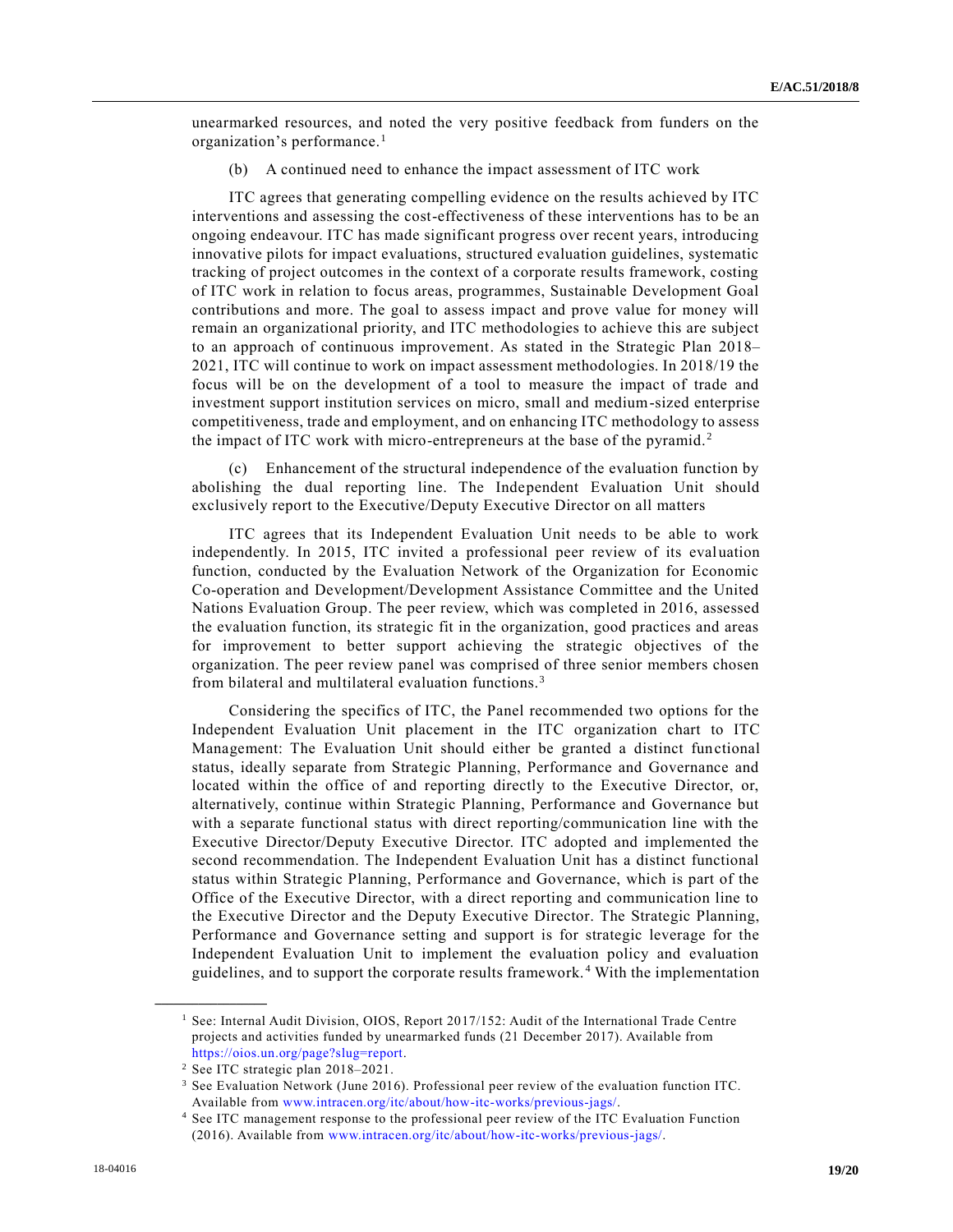unearmarked resources, and noted the very positive feedback from funders on the organization's performance.[1]

(b) A continued need to enhance the impact assessment of ITC work

ITC agrees that generating compelling evidence on the results achieved by ITC interventions and assessing the cost-effectiveness of these interventions has to be an ongoing endeavour. ITC has made significant progress over recent years, introducing innovative pilots for impact evaluations, structured evaluation guidelines, systematic tracking of project outcomes in the context of a corporate results framework, costing of ITC work in relation to focus areas, programmes, Sustainable Development Goal contributions and more. The goal to assess impact and prove value for money will remain an organizational priority, and ITC methodologies to achieve this are subject to an approach of continuous improvement. As stated in the Strategic Plan 2018–2021, ITC will continue to work on impact assessment methodologies. In 2018/19 the focus will be on the development of a tool to measure the impact of trade and investment support institution services on micro, small and medium-sized enterprise competitiveness, trade and employment, and on enhancing ITC methodology to assess the impact of ITC work with micro-entrepreneurs at the base of the pyramid.[2]

(c) Enhancement of the structural independence of the evaluation function by abolishing the dual reporting line. The Independent Evaluation Unit should exclusively report to the Executive/Deputy Executive Director on all matters

ITC agrees that its Independent Evaluation Unit needs to be able to work independently. In 2015, ITC invited a professional peer review of its evaluation function, conducted by the Evaluation Network of the Organization for Economic Co-operation and Development/Development Assistance Committee and the United Nations Evaluation Group. The peer review, which was completed in 2016, assessed the evaluation function, its strategic fit in the organization, good practices and areas for improvement to better support achieving the strategic objectives of the organization. The peer review panel was comprised of three senior members chosen from bilateral and multilateral evaluation functions.[3]

Considering the specifics of ITC, the Panel recommended two options for the Independent Evaluation Unit placement in the ITC organization chart to ITC Management: The Evaluation Unit should either be granted a distinct functional status, ideally separate from Strategic Planning, Performance and Governance and located within the office of and reporting directly to the Executive Director, or, alternatively, continue within Strategic Planning, Performance and Governance but with a separate functional status with direct reporting/communication line with the Executive Director/Deputy Executive Director. ITC adopted and implemented the second recommendation. The Independent Evaluation Unit has a distinct functional status within Strategic Planning, Performance and Governance, which is part of the Office of the Executive Director, with a direct reporting and communication line to the Executive Director and the Deputy Executive Director. The Strategic Planning, Performance and Governance setting and support is for strategic leverage for the Independent Evaluation Unit to implement the evaluation policy and evaluation guidelines, and to support the corporate results framework.[4] With the implementation

---

[1] See: Internal Audit Division, OIOS, Report 2017/152: Audit of the International Trade Centre projects and activities funded by unearmarked funds (21 December 2017). Available from https://oios.un.org/page?slug=report.

[2] See ITC strategic plan 2018–2021.

[3] See Evaluation Network (June 2016). Professional peer review of the evaluation function ITC. Available from www.intracen.org/itc/about/how-itc-works/previous-jags/.

[4] See ITC management response to the professional peer review of the ITC Evaluation Function (2016). Available from www.intracen.org/itc/about/how-itc-works/previous-jags/.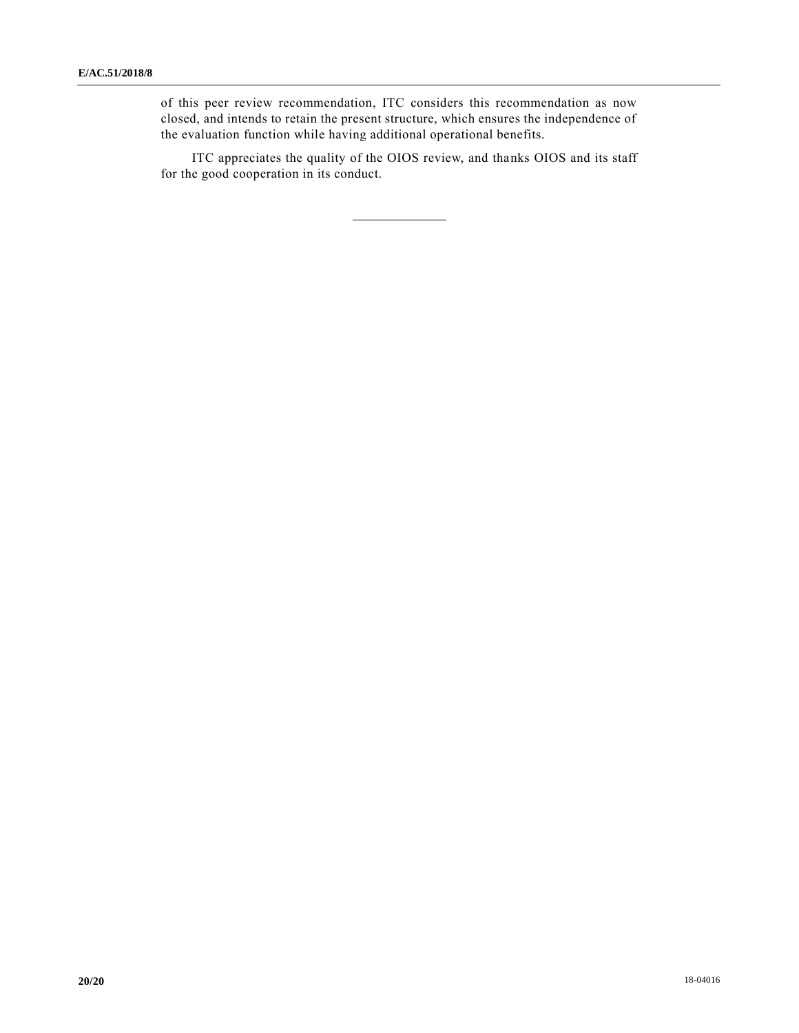of this peer review recommendation, ITC considers this recommendation as now closed, and intends to retain the present structure, which ensures the independence of the evaluation function while having additional operational benefits.

ITC appreciates the quality of the OIOS review, and thanks OIOS and its staff for the good cooperation in its conduct.